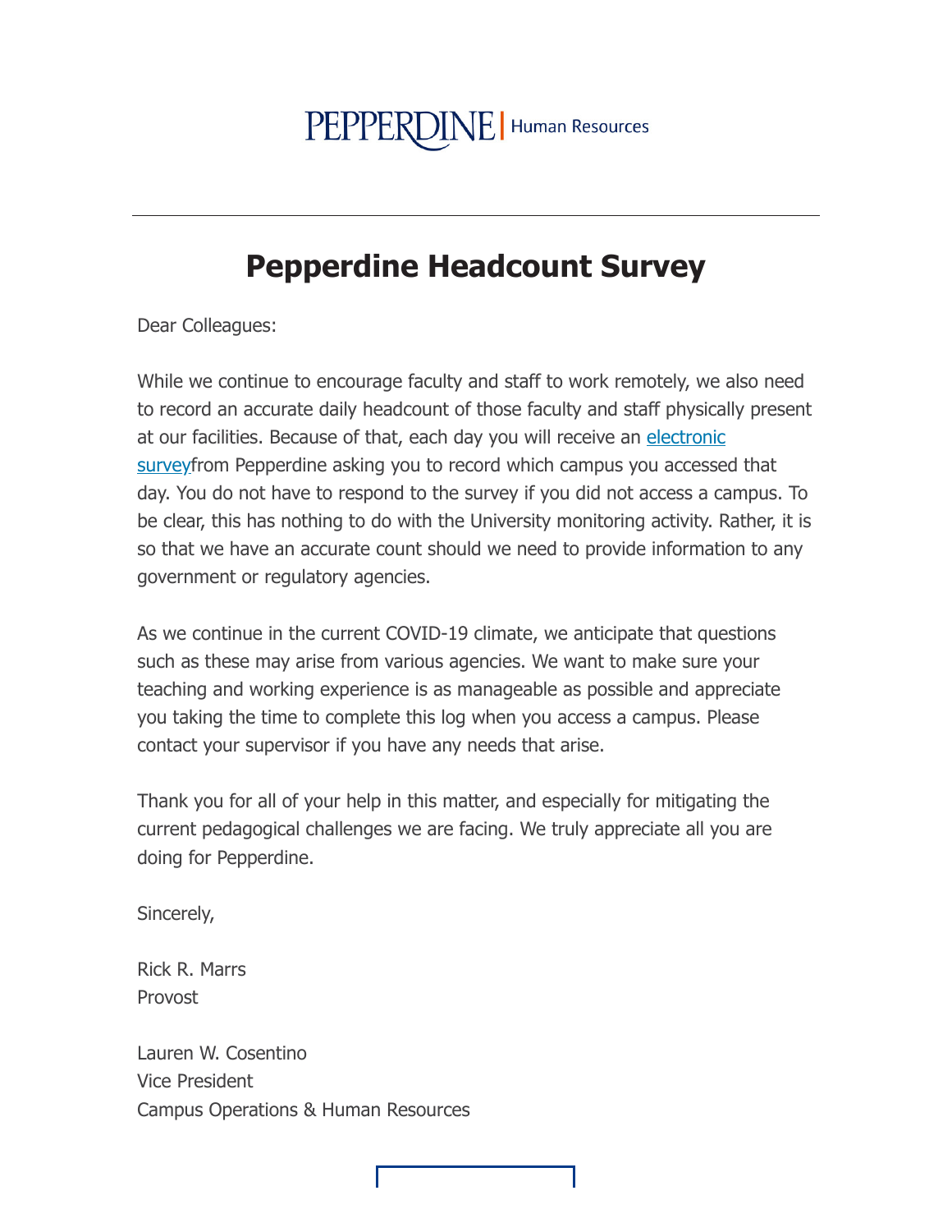PEPPERDINE | Human Resources

---

# Pepperdine Headcount Survey

Dear Colleagues:

While we continue to encourage faculty and staff to work remotely, we also need to record an accurate daily headcount of those faculty and staff physically present at our facilities. Because of that, each day you will receive an electronic surveyfrom Pepperdine asking you to record which campus you accessed that day. You do not have to respond to the survey if you did not access a campus. To be clear, this has nothing to do with the University monitoring activity. Rather, it is so that we have an accurate count should we need to provide information to any government or regulatory agencies.

As we continue in the current COVID-19 climate, we anticipate that questions such as these may arise from various agencies. We want to make sure your teaching and working experience is as manageable as possible and appreciate you taking the time to complete this log when you access a campus. Please contact your supervisor if you have any needs that arise.

Thank you for all of your help in this matter, and especially for mitigating the current pedagogical challenges we are facing. We truly appreciate all you are doing for Pepperdine.

Sincerely,

Rick R. Marrs
Provost

Lauren W. Cosentino
Vice President
Campus Operations & Human Resources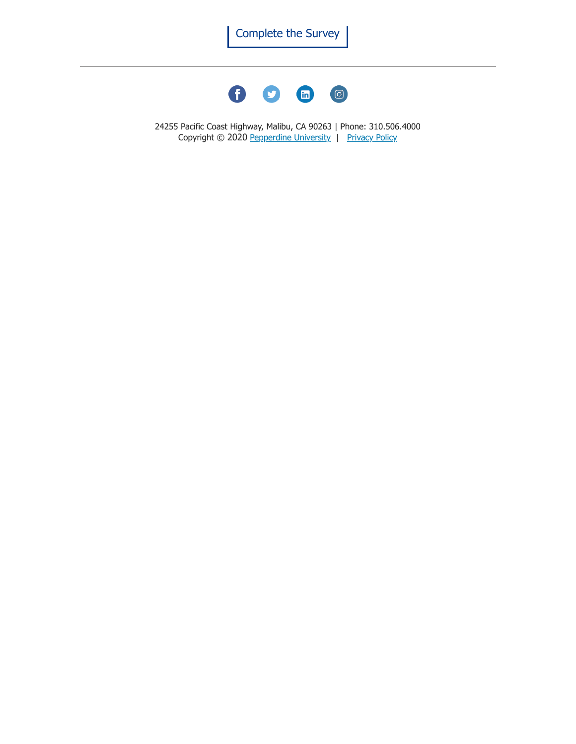Complete the Survey

---

24255 Pacific Coast Highway, Malibu, CA 90263 | Phone: 310.506.4000
Copyright © 2020 Pepperdine University | Privacy Policy